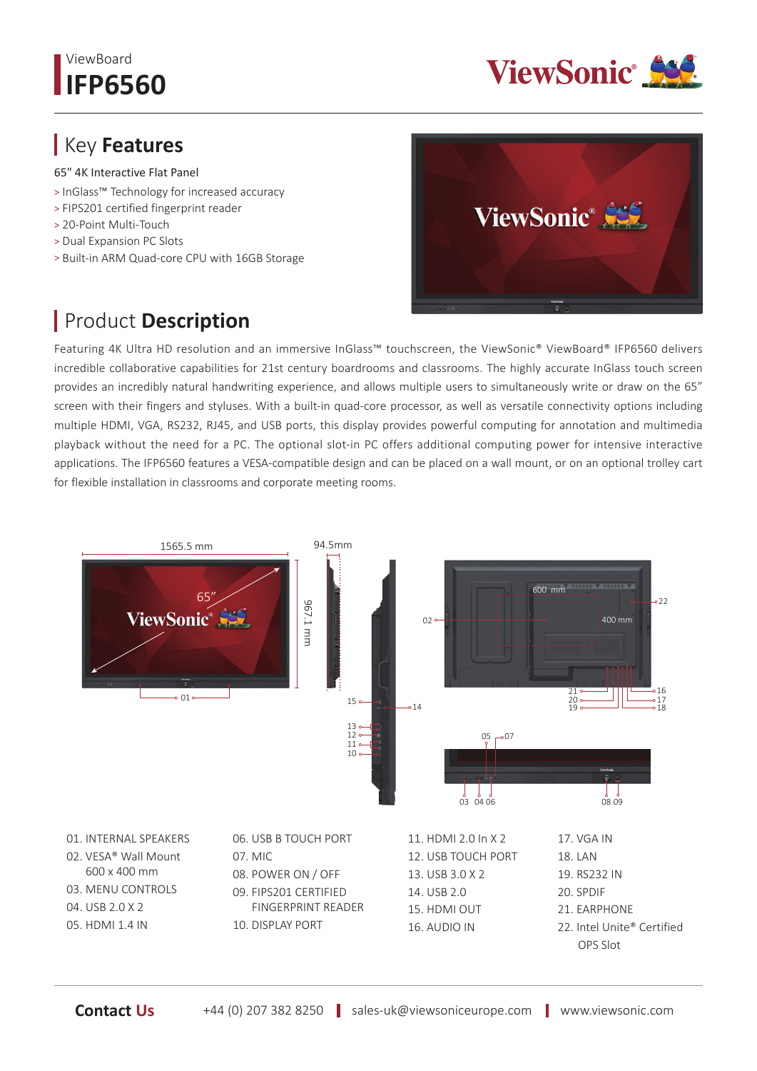ViewBoard

# IFP6560

## Key Features

65" 4K Interactive Flat Panel

> InGlass™ Technology for increased accuracy
> FIPS201 certified fingerprint reader
> 20-Point Multi-Touch
> Dual Expansion PC Slots
> Built-in ARM Quad-core CPU with 16GB Storage

## Product Description

Featuring 4K Ultra HD resolution and an immersive InGlass™ touchscreen, the ViewSonic® ViewBoard® IFP6560 delivers incredible collaborative capabilities for 21st century boardrooms and classrooms. The highly accurate InGlass touch screen provides an incredibly natural handwriting experience, and allows multiple users to simultaneously write or draw on the 65" screen with their fingers and styluses. With a built-in quad-core processor, as well as versatile connectivity options including multiple HDMI, VGA, RS232, RJ45, and USB ports, this display provides powerful computing for annotation and multimedia playback without the need for a PC. The optional slot-in PC offers additional computing power for intensive interactive applications. The IFP6560 features a VESA-compatible design and can be placed on a wall mount, or on an optional trolley cart for flexible installation in classrooms and corporate meeting rooms.

1565.5 mm | 967.1 mm | 94.5mm | 65" | 600 mm | 400 mm

01. INTERNAL SPEAKERS
02. VESA® Wall Mount 600 x 400 mm
03. MENU CONTROLS
04. USB 2.0 X 2
05. HDMI 1.4 IN
06. USB B TOUCH PORT
07. MIC
08. POWER ON / OFF
09. FIPS201 CERTIFIED FINGERPRINT READER
10. DISPLAY PORT
11. HDMI 2.0 In X 2
12. USB TOUCH PORT
13. USB 3.0 X 2
14. USB 2.0
15. HDMI OUT
16. AUDIO IN
17. VGA IN
18. LAN
19. RS232 IN
20. SPDIF
21. EARPHONE
22. Intel Unite® Certified OPS Slot

**Contact Us** +44 (0) 207 382 8250 | sales-uk@viewsoniceurope.com | www.viewsonic.com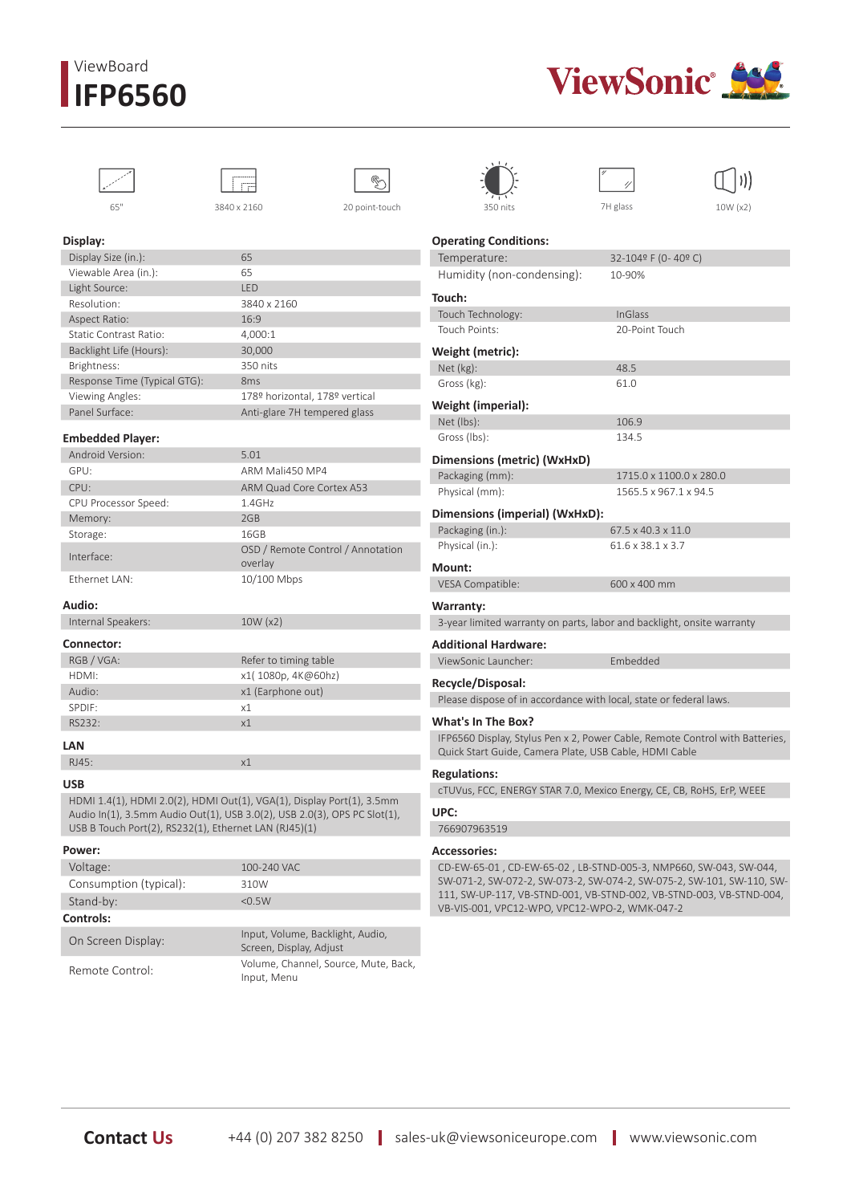ViewBoard

# IFP6560

ViewSonic

65" | 3840 x 2160 | 20 point-touch | 350 nits | 7H glass | 10W (x2)

## Display:

| | |
|---|---|
| Display Size (in.): | 65 |
| Viewable Area (in.): | 65 |
| Light Source: | LED |
| Resolution: | 3840 x 2160 |
| Aspect Ratio: | 16:9 |
| Static Contrast Ratio: | 4,000:1 |
| Backlight Life (Hours): | 30,000 |
| Brightness: | 350 nits |
| Response Time (Typical GTG): | 8ms |
| Viewing Angles: | 178º horizontal, 178º vertical |
| Panel Surface: | Anti-glare 7H tempered glass |

## Embedded Player:

| | |
|---|---|
| Android Version: | 5.01 |
| GPU: | ARM Mali450 MP4 |
| CPU: | ARM Quad Core Cortex A53 |
| CPU Processor Speed: | 1.4GHz |
| Memory: | 2GB |
| Storage: | 16GB |
| Interface: | OSD / Remote Control / Annotation overlay |
| Ethernet LAN: | 10/100 Mbps |

## Audio:

| | |
|---|---|
| Internal Speakers: | 10W (x2) |

## Connector:

| | |
|---|---|
| RGB / VGA: | Refer to timing table |
| HDMI: | x1( 1080p, 4K@60hz) |
| Audio: | x1 (Earphone out) |
| SPDIF: | x1 |
| RS232: | x1 |

## LAN

| | |
|---|---|
| RJ45: | x1 |

## USB

HDMI 1.4(1), HDMI 2.0(2), HDMI Out(1), VGA(1), Display Port(1), 3.5mm Audio In(1), 3.5mm Audio Out(1), USB 3.0(2), USB 2.0(3), OPS PC Slot(1), USB B Touch Port(2), RS232(1), Ethernet LAN (RJ45)(1)

## Power:

| | |
|---|---|
| Voltage: | 100-240 VAC |
| Consumption (typical): | 310W |
| Stand-by: | <0.5W |

## Controls:

| | |
|---|---|
| On Screen Display: | Input, Volume, Backlight, Audio, Screen, Display, Adjust |
| Remote Control: | Volume, Channel, Source, Mute, Back, Input, Menu |

## Operating Conditions:

| | |
|---|---|
| Temperature: | 32-104º F (0- 40º C) |
| Humidity (non-condensing): | 10-90% |

## Touch:

| | |
|---|---|
| Touch Technology: | InGlass |
| Touch Points: | 20-Point Touch |

## Weight (metric):

| | |
|---|---|
| Net (kg): | 48.5 |
| Gross (kg): | 61.0 |

## Weight (imperial):

| | |
|---|---|
| Net (lbs): | 106.9 |
| Gross (lbs): | 134.5 |

## Dimensions (metric) (WxHxD)

| | |
|---|---|
| Packaging (mm): | 1715.0 x 1100.0 x 280.0 |
| Physical (mm): | 1565.5 x 967.1 x 94.5 |

## Dimensions (imperial) (WxHxD):

| | |
|---|---|
| Packaging (in.): | 67.5 x 40.3 x 11.0 |
| Physical (in.): | 61.6 x 38.1 x 3.7 |

## Mount:

| | |
|---|---|
| VESA Compatible: | 600 x 400 mm |

## Warranty:

3-year limited warranty on parts, labor and backlight, onsite warranty

## Additional Hardware:

| | |
|---|---|
| ViewSonic Launcher: | Embedded |

## Recycle/Disposal:

Please dispose of in accordance with local, state or federal laws.

## What's In The Box?

IFP6560 Display, Stylus Pen x 2, Power Cable, Remote Control with Batteries, Quick Start Guide, Camera Plate, USB Cable, HDMI Cable

## Regulations:

cTUVus, FCC, ENERGY STAR 7.0, Mexico Energy, CE, CB, RoHS, ErP, WEEE

## UPC:

766907963519

## Accessories:

CD-EW-65-01 , CD-EW-65-02 , LB-STND-005-3, NMP660, SW-043, SW-044, SW-071-2, SW-072-2, SW-073-2, SW-074-2, SW-075-2, SW-101, SW-110, SW-111, SW-UP-117, VB-STND-001, VB-STND-002, VB-STND-003, VB-STND-004, VB-VIS-001, VPC12-WPO, VPC12-WPO-2, WMK-047-2

**Contact Us** +44 (0) 207 382 8250 | sales-uk@viewsoniceurope.com | www.viewsonic.com